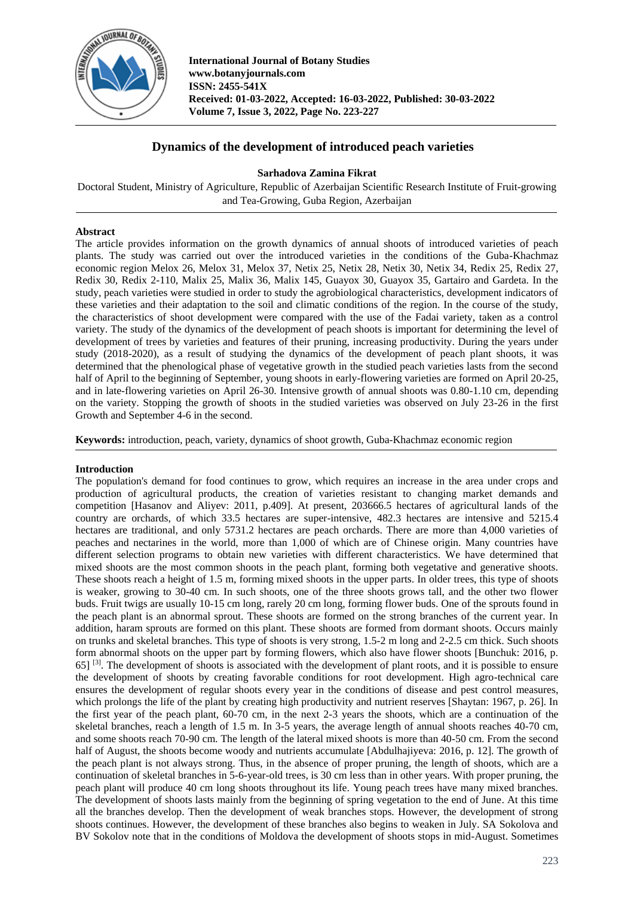# Dynamics of the development of introduced peach varieties

**Sarhadova Zamina Fikrat**

Doctoral Student, Ministry of Agriculture, Republic of Azerbaijan Scientific Research Institute of Fruit-growing and Tea-Growing, Guba Region, Azerbaijan

## Abstract

The article provides information on the growth dynamics of annual shoots of introduced varieties of peach plants. The study was carried out over the introduced varieties in the conditions of the Guba-Khachmaz economic region Melox 26, Melox 31, Melox 37, Netix 25, Netix 28, Netix 30, Netix 34, Redix 25, Redix 27, Redix 30, Redix 2-110, Malix 25, Malix 36, Malix 145, Guayox 30, Guayox 35, Gartairo and Gardeta. In the study, peach varieties were studied in order to study the agrobiological characteristics, development indicators of these varieties and their adaptation to the soil and climatic conditions of the region. In the course of the study, the characteristics of shoot development were compared with the use of the Fadai variety, taken as a control variety. The study of the dynamics of the development of peach shoots is important for determining the level of development of trees by varieties and features of their pruning, increasing productivity. During the years under study (2018-2020), as a result of studying the dynamics of the development of peach plant shoots, it was determined that the phenological phase of vegetative growth in the studied peach varieties lasts from the second half of April to the beginning of September, young shoots in early-flowering varieties are formed on April 20-25, and in late-flowering varieties on April 26-30. Intensive growth of annual shoots was 0.80-1.10 cm, depending on the variety. Stopping the growth of shoots in the studied varieties was observed on July 23-26 in the first Growth and September 4-6 in the second.

**Keywords:** introduction, peach, variety, dynamics of shoot growth, Guba-Khachmaz economic region

## Introduction

The population's demand for food continues to grow, which requires an increase in the area under crops and production of agricultural products, the creation of varieties resistant to changing market demands and competition [Hasanov and Aliyev: 2011, p.409]. At present, 203666.5 hectares of agricultural lands of the country are orchards, of which 33.5 hectares are super-intensive, 482.3 hectares are intensive and 5215.4 hectares are traditional, and only 5731.2 hectares are peach orchards. There are more than 4,000 varieties of peaches and nectarines in the world, more than 1,000 of which are of Chinese origin. Many countries have different selection programs to obtain new varieties with different characteristics. We have determined that mixed shoots are the most common shoots in the peach plant, forming both vegetative and generative shoots. These shoots reach a height of 1.5 m, forming mixed shoots in the upper parts. In older trees, this type of shoots is weaker, growing to 30-40 cm. In such shoots, one of the three shoots grows tall, and the other two flower buds. Fruit twigs are usually 10-15 cm long, rarely 20 cm long, forming flower buds. One of the sprouts found in the peach plant is an abnormal sprout. These shoots are formed on the strong branches of the current year. In addition, haram sprouts are formed on this plant. These shoots are formed from dormant shoots. Occurs mainly on trunks and skeletal branches. This type of shoots is very strong, 1.5-2 m long and 2-2.5 cm thick. Such shoots form abnormal shoots on the upper part by forming flowers, which also have flower shoots [Bunchuk: 2016, p. 65] [3]. The development of shoots is associated with the development of plant roots, and it is possible to ensure the development of shoots by creating favorable conditions for root development. High agro-technical care ensures the development of regular shoots every year in the conditions of disease and pest control measures, which prolongs the life of the plant by creating high productivity and nutrient reserves [Shaytan: 1967, p. 26]. In the first year of the peach plant, 60-70 cm, in the next 2-3 years the shoots, which are a continuation of the skeletal branches, reach a length of 1.5 m. In 3-5 years, the average length of annual shoots reaches 40-70 cm, and some shoots reach 70-90 cm. The length of the lateral mixed shoots is more than 40-50 cm. From the second half of August, the shoots become woody and nutrients accumulate [Abdulhajiyeva: 2016, p. 12]. The growth of the peach plant is not always strong. Thus, in the absence of proper pruning, the length of shoots, which are a continuation of skeletal branches in 5-6-year-old trees, is 30 cm less than in other years. With proper pruning, the peach plant will produce 40 cm long shoots throughout its life. Young peach trees have many mixed branches. The development of shoots lasts mainly from the beginning of spring vegetation to the end of June. At this time all the branches develop. Then the development of weak branches stops. However, the development of strong shoots continues. However, the development of these branches also begins to weaken in July. SA Sokolova and BV Sokolov note that in the conditions of Moldova the development of shoots stops in mid-August. Sometimes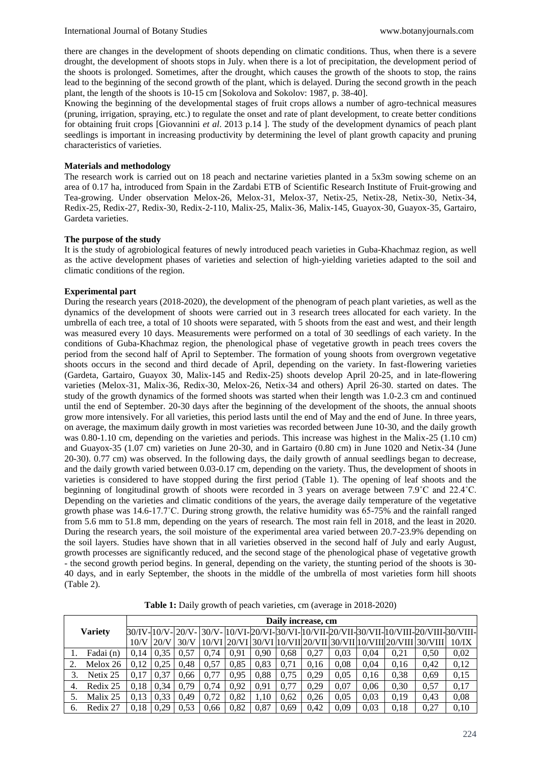there are changes in the development of shoots depending on climatic conditions. Thus, when there is a severe drought, the development of shoots stops in July. when there is a lot of precipitation, the development period of the shoots is prolonged. Sometimes, after the drought, which causes the growth of the shoots to stop, the rains lead to the beginning of the second growth of the plant, which is delayed. During the second growth in the peach plant, the length of the shoots is 10-15 cm [Sokolova and Sokolov: 1987, p. 38-40].

Knowing the beginning of the developmental stages of fruit crops allows a number of agro-technical measures (pruning, irrigation, spraying, etc.) to regulate the onset and rate of plant development, to create better conditions for obtaining fruit crops [Giovannini *et al*. 2013 p.14 ]. The study of the development dynamics of peach plant seedlings is important in increasing productivity by determining the level of plant growth capacity and pruning characteristics of varieties.

**Materials and methodology**

The research work is carried out on 18 peach and nectarine varieties planted in a 5x3m sowing scheme on an area of 0.17 ha, introduced from Spain in the Zardabi ETB of Scientific Research Institute of Fruit-growing and Tea-growing. Under observation Melox-26, Melox-31, Melox-37, Netix-25, Netix-28, Netix-30, Netix-34, Redix-25, Redix-27, Redix-30, Redix-2-110, Malix-25, Malix-36, Malix-145, Guayox-30, Guayox-35, Gartairo, Gardeta varieties.

**The purpose of the study**

It is the study of agrobiological features of newly introduced peach varieties in Guba-Khachmaz region, as well as the active development phases of varieties and selection of high-yielding varieties adapted to the soil and climatic conditions of the region.

**Experimental part**

During the research years (2018-2020), the development of the phenogram of peach plant varieties, as well as the dynamics of the development of shoots were carried out in 3 research trees allocated for each variety. In the umbrella of each tree, a total of 10 shoots were separated, with 5 shoots from the east and west, and their length was measured every 10 days. Measurements were performed on a total of 30 seedlings of each variety. In the conditions of Guba-Khachmaz region, the phenological phase of vegetative growth in peach trees covers the period from the second half of April to September. The formation of young shoots from overgrown vegetative shoots occurs in the second and third decade of April, depending on the variety. In fast-flowering varieties (Gardeta, Gartairo, Guayox 30, Malix-145 and Redix-25) shoots develop April 20-25, and in late-flowering varieties (Melox-31, Malix-36, Redix-30, Melox-26, Netix-34 and others) April 26-30. started on dates. The study of the growth dynamics of the formed shoots was started when their length was 1.0-2.3 cm and continued until the end of September. 20-30 days after the beginning of the development of the shoots, the annual shoots grow more intensively. For all varieties, this period lasts until the end of May and the end of June. In three years, on average, the maximum daily growth in most varieties was recorded between June 10-30, and the daily growth was 0.80-1.10 cm, depending on the varieties and periods. This increase was highest in the Malix-25 (1.10 cm) and Guayox-35 (1.07 cm) varieties on June 20-30, and in Gartairo (0.80 cm) in June 1020 and Netix-34 (June 20-30). 0.77 cm) was observed. In the following days, the daily growth of annual seedlings began to decrease, and the daily growth varied between 0.03-0.17 cm, depending on the variety. Thus, the development of shoots in varieties is considered to have stopped during the first period (Table 1). The opening of leaf shoots and the beginning of longitudinal growth of shoots were recorded in 3 years on average between 7.9˚C and 22.4˚C. Depending on the varieties and climatic conditions of the years, the average daily temperature of the vegetative growth phase was 14.6-17.7˚C. During strong growth, the relative humidity was 65-75% and the rainfall ranged from 5.6 mm to 51.8 mm, depending on the years of research. The most rain fell in 2018, and the least in 2020. During the research years, the soil moisture of the experimental area varied between 20.7-23.9% depending on the soil layers. Studies have shown that in all varieties observed in the second half of July and early August, growth processes are significantly reduced, and the second stage of the phenological phase of vegetative growth - the second growth period begins. In general, depending on the variety, the stunting period of the shoots is 30-40 days, and in early September, the shoots in the middle of the umbrella of most varieties form hill shoots (Table 2).

**Table 1:** Daily growth of peach varieties, cm (average in 2018-2020)

| | Variety | Daily increase, cm | | | | | | | | | | | | |
|---|---|---|---|---|---|---|---|---|---|---|---|---|---|---|
| | | 30/IV-10/V | 10/V-20/V | 20/V-30/V | 30/V-10/VI | 10/VI-20/VI | 20/VI-30/VI | 30/VI-10/VII | 10/VII-20/VII | 20/VII-30/VII | 30/VII-10/VIII | 10/VIII-20/VIII | 20/VIII-30/VIII | 30/VIII-10/IX |
| 1. | Fadai (n) | 0,14 | 0,35 | 0,57 | 0,74 | 0,91 | 0,90 | 0,68 | 0,27 | 0,03 | 0,04 | 0,21 | 0,50 | 0,02 |
| 2. | Melox 26 | 0,12 | 0,25 | 0,48 | 0,57 | 0,85 | 0,83 | 0,71 | 0,16 | 0,08 | 0,04 | 0,16 | 0,42 | 0,12 |
| 3. | Netix 25 | 0,17 | 0,37 | 0,66 | 0,77 | 0,95 | 0,88 | 0,75 | 0,29 | 0,05 | 0,16 | 0,38 | 0,69 | 0,15 |
| 4. | Redix 25 | 0,18 | 0,34 | 0,79 | 0,74 | 0,92 | 0,91 | 0,77 | 0,29 | 0,07 | 0,06 | 0,30 | 0,57 | 0,17 |
| 5. | Malix 25 | 0,13 | 0,33 | 0,49 | 0,72 | 0,82 | 1,10 | 0,62 | 0,26 | 0,05 | 0,03 | 0,19 | 0,43 | 0,08 |
| 6. | Redix 27 | 0,18 | 0,29 | 0,53 | 0,66 | 0,82 | 0,87 | 0,69 | 0,42 | 0,09 | 0,03 | 0,18 | 0,27 | 0,10 |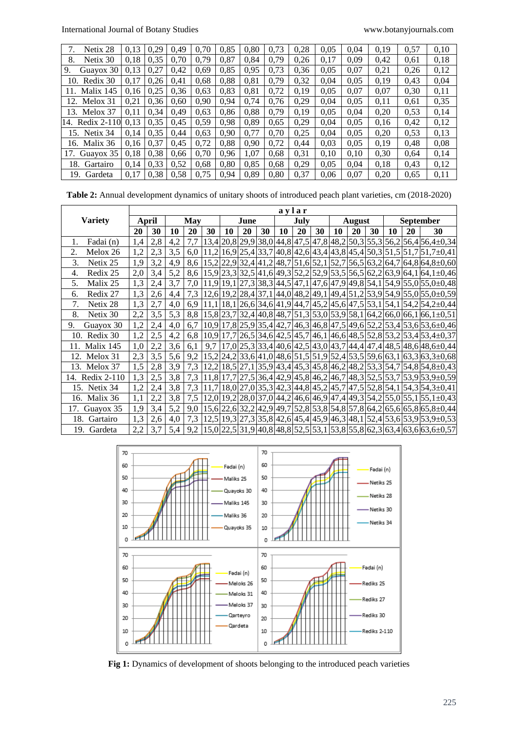| 7. Netix 28 | 0,13 | 0,29 | 0,49 | 0,70 | 0,85 | 0,80 | 0,73 | 0,28 | 0,05 | 0,04 | 0,19 | 0,57 | 0,10 |
|---|---|---|---|---|---|---|---|---|---|---|---|---|---|
| 8. Netix 30 | 0,18 | 0,35 | 0,70 | 0,79 | 0,87 | 0,84 | 0,79 | 0,26 | 0,17 | 0,09 | 0,42 | 0,61 | 0,18 |
| 9. Guayox 30 | 0,13 | 0,27 | 0,42 | 0,69 | 0,85 | 0,95 | 0,73 | 0,36 | 0,05 | 0,07 | 0,21 | 0,26 | 0,12 |
| 10. Redix 30 | 0,17 | 0,26 | 0,41 | 0,68 | 0,88 | 0,81 | 0,79 | 0,32 | 0,04 | 0,05 | 0,19 | 0,43 | 0,04 |
| 11. Malix 145 | 0,16 | 0,25 | 0,36 | 0,63 | 0,83 | 0,81 | 0,72 | 0,19 | 0,05 | 0,07 | 0,07 | 0,30 | 0,11 |
| 12. Melox 31 | 0,21 | 0,36 | 0,60 | 0,90 | 0,94 | 0,74 | 0,76 | 0,29 | 0,04 | 0,05 | 0,11 | 0,61 | 0,35 |
| 13. Melox 37 | 0,11 | 0,34 | 0,49 | 0,63 | 0,86 | 0,88 | 0,79 | 0,19 | 0,05 | 0,04 | 0,20 | 0,53 | 0,14 |
| 14. Redix 2-110 | 0,13 | 0,35 | 0,45 | 0,59 | 0,98 | 0,89 | 0,65 | 0,29 | 0,04 | 0,05 | 0,16 | 0,42 | 0,12 |
| 15. Netix 34 | 0,14 | 0,35 | 0,44 | 0,63 | 0,90 | 0,77 | 0,70 | 0,25 | 0,04 | 0,05 | 0,20 | 0,53 | 0,13 |
| 16. Malix 36 | 0,16 | 0,37 | 0,45 | 0,72 | 0,88 | 0,90 | 0,72 | 0,44 | 0,03 | 0,05 | 0,19 | 0,48 | 0,08 |
| 17. Guayox 35 | 0,18 | 0,38 | 0,66 | 0,70 | 0,96 | 1,07 | 0,68 | 0,31 | 0,10 | 0,10 | 0,30 | 0,64 | 0,14 |
| 18. Gartairo | 0,14 | 0,33 | 0,52 | 0,68 | 0,80 | 0,85 | 0,68 | 0,29 | 0,05 | 0,04 | 0,18 | 0,43 | 0,12 |
| 19. Gardeta | 0,17 | 0,38 | 0,58 | 0,75 | 0,94 | 0,89 | 0,80 | 0,37 | 0,06 | 0,07 | 0,20 | 0,65 | 0,11 |

**Table 2:** Annual development dynamics of unitary shoots of introduced peach plant varieties, cm (2018-2020)

| Variety | aylar | | | | | | | | | | | | | | | | |
|---|---|---|---|---|---|---|---|---|---|---|---|---|---|---|---|---|---|
| | April | | May | | | June | | | July | | | August | | | September | | |
| | 20 | 30 | 10 | 20 | 30 | 10 | 20 | 30 | 10 | 20 | 30 | 10 | 20 | 30 | 10 | 20 | 30 |
| 1. Fadai (n) | 1,4 | 2,8 | 4,2 | 7,7 | 13,4 | 20,8 | 29,9 | 38,0 | 44,8 | 47,5 | 47,8 | 48,2 | 50,3 | 55,3 | 56,2 | 56,4 | 56,4±0,34 |
| 2. Melox 26 | 1,2 | 2,3 | 3,5 | 6,0 | 11,2 | 16,9 | 25,4 | 33,7 | 40,8 | 42,6 | 43,4 | 43,8 | 45,4 | 50,3 | 51,5 | 51,7 | 51,7±0,41 |
| 3. Netix 25 | 1,9 | 3,2 | 4,9 | 8,6 | 15,2 | 22,9 | 32,4 | 41,2 | 48,7 | 51,6 | 52,1 | 52,7 | 56,5 | 63,2 | 64,7 | 64,8 | 64,8±0,60 |
| 4. Redix 25 | 2,0 | 3,4 | 5,2 | 8,6 | 15,9 | 23,3 | 32,5 | 41,6 | 49,3 | 52,2 | 52,9 | 53,5 | 56,5 | 62,2 | 63,9 | 64,1 | 64,1±0,46 |
| 5. Malix 25 | 1,3 | 2,4 | 3,7 | 7,0 | 11,9 | 19,1 | 27,3 | 38,3 | 44,5 | 47,1 | 47,6 | 47,9 | 49,8 | 54,1 | 54,9 | 55,0 | 55,0±0,48 |
| 6. Redix 27 | 1,3 | 2,6 | 4,4 | 7,3 | 12,6 | 19,2 | 28,4 | 37,1 | 44,0 | 48,2 | 49,1 | 49,4 | 51,2 | 53,9 | 54,9 | 55,0 | 55,0±0,59 |
| 7. Netix 28 | 1,3 | 2,7 | 4,0 | 6,9 | 11,1 | 18,1 | 26,6 | 34,6 | 41,9 | 44,7 | 45,2 | 45,6 | 47,5 | 53,1 | 54,1 | 54,2 | 54,2±0,44 |
| 8. Netix 30 | 2,2 | 3,5 | 5,3 | 8,8 | 15,8 | 23,7 | 32,4 | 40,8 | 48,7 | 51,3 | 53,0 | 53,9 | 58,1 | 64,2 | 66,0 | 66,1 | 66,1±0,51 |
| 9. Guayox 30 | 1,2 | 2,4 | 4,0 | 6,7 | 10,9 | 17,8 | 25,9 | 35,4 | 42,7 | 46,3 | 46,8 | 47,5 | 49,6 | 52,2 | 53,4 | 53,6 | 53,6±0,46 |
| 10. Redix 30 | 1,2 | 2,5 | 4,2 | 6,8 | 10,9 | 17,7 | 26,5 | 34,6 | 42,5 | 45,7 | 46,1 | 46,6 | 48,5 | 52,8 | 53,2 | 53,4 | 53,4±0,37 |
| 11. Malix 145 | 1,0 | 2,2 | 3,6 | 6,1 | 9,7 | 17,0 | 25,3 | 33,4 | 40,6 | 42,5 | 43,0 | 43,7 | 44,4 | 47,4 | 48,5 | 48,6 | 48,6±0,44 |
| 12. Melox 31 | 2,3 | 3,5 | 5,6 | 9,2 | 15,2 | 24,2 | 33,6 | 41,0 | 48,6 | 51,5 | 51,9 | 52,4 | 53,5 | 59,6 | 63,1 | 63,3 | 63,3±0,68 |
| 13. Melox 37 | 1,5 | 2,8 | 3,9 | 7,3 | 12,2 | 18,5 | 27,1 | 35,9 | 43,4 | 45,3 | 45,8 | 46,2 | 48,2 | 53,3 | 54,7 | 54,8 | 54,8±0,43 |
| 14. Redix 2-110 | 1,3 | 2,5 | 3,8 | 7,3 | 11,8 | 17,7 | 27,5 | 36,4 | 42,9 | 45,8 | 46,2 | 46,7 | 48,3 | 52,5 | 53,7 | 53,9 | 53,9±0,59 |
| 15. Netix 34 | 1,2 | 2,4 | 3,8 | 7,3 | 11,7 | 18,0 | 27,0 | 35,3 | 42,3 | 44,8 | 45,2 | 45,7 | 47,5 | 52,8 | 54,1 | 54,3 | 54,3±0,41 |
| 16. Malix 36 | 1,1 | 2,2 | 3,8 | 7,5 | 12,0 | 19,2 | 28,0 | 37,0 | 44,2 | 46,6 | 46,9 | 47,4 | 49,3 | 54,2 | 55,0 | 55,1 | 55,1±0,43 |
| 17. Guayox 35 | 1,9 | 3,4 | 5,2 | 9,0 | 15,6 | 22,6 | 32,2 | 42,9 | 49,7 | 52,8 | 53,8 | 54,8 | 57,8 | 64,2 | 65,6 | 65,8 | 65,8±0,44 |
| 18. Gartairo | 1,3 | 2,6 | 4,0 | 7,3 | 12,5 | 19,3 | 27,3 | 35,8 | 42,6 | 45,4 | 45,9 | 46,3 | 48,1 | 52,4 | 53,6 | 53,9 | 53,9±0,53 |
| 19. Gardeta | 2,2 | 3,7 | 5,4 | 9,2 | 15,0 | 22,5 | 31,9 | 40,8 | 48,8 | 52,5 | 53,1 | 53,8 | 55,8 | 62,3 | 63,4 | 63,6 | 63,6±0,57 |

**Fig 1:** Dynamics of development of shoots belonging to the introduced peach varieties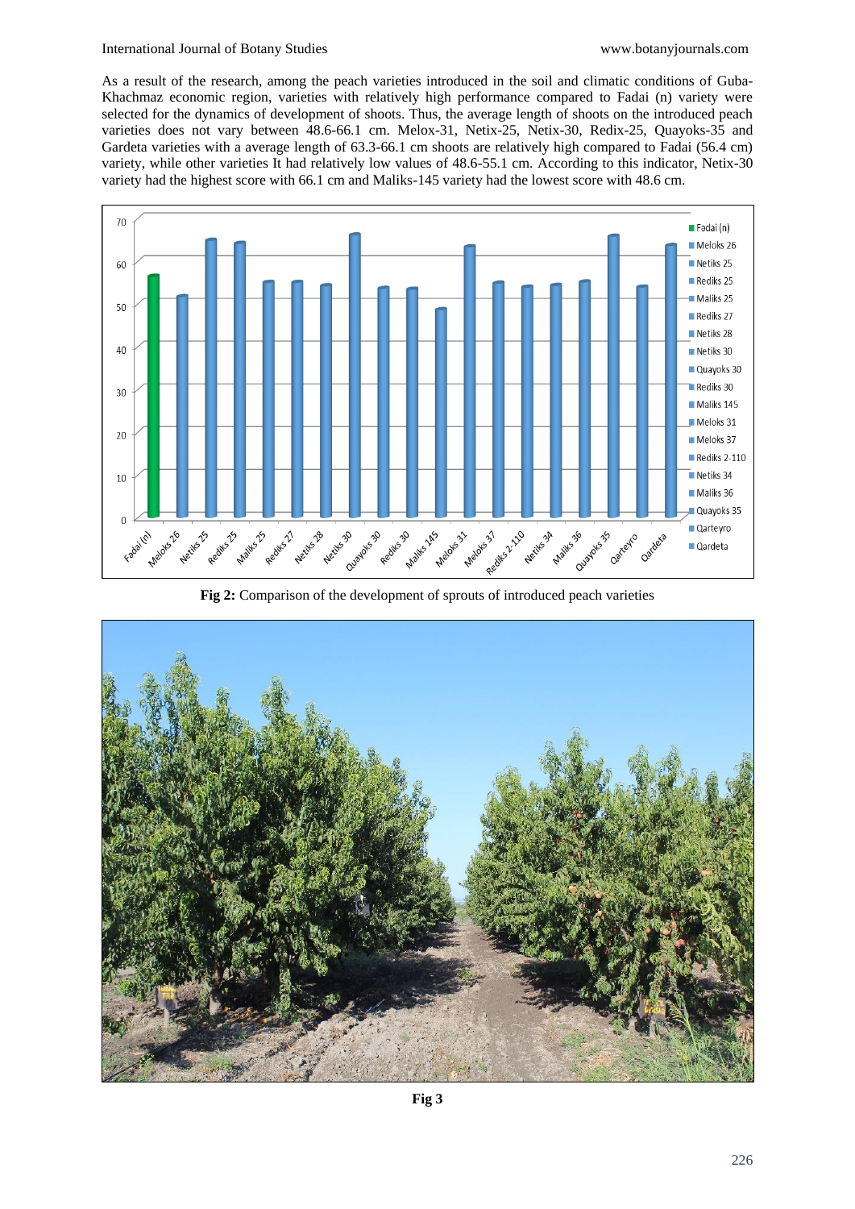As a result of the research, among the peach varieties introduced in the soil and climatic conditions of Guba-Khachmaz economic region, varieties with relatively high performance compared to Fadai (n) variety were selected for the dynamics of development of shoots. Thus, the average length of shoots on the introduced peach varieties does not vary between 48.6-66.1 cm. Melox-31, Netix-25, Netix-30, Redix-25, Quayoks-35 and Gardeta varieties with a average length of 63.3-66.1 cm shoots are relatively high compared to Fadai (56.4 cm) variety, while other varieties It had relatively low values of 48.6-55.1 cm. According to this indicator, Netix-30 variety had the highest score with 66.1 cm and Maliks-145 variety had the lowest score with 48.6 cm.

**Fig 2:** Comparison of the development of sprouts of introduced peach varieties

**Fig 3**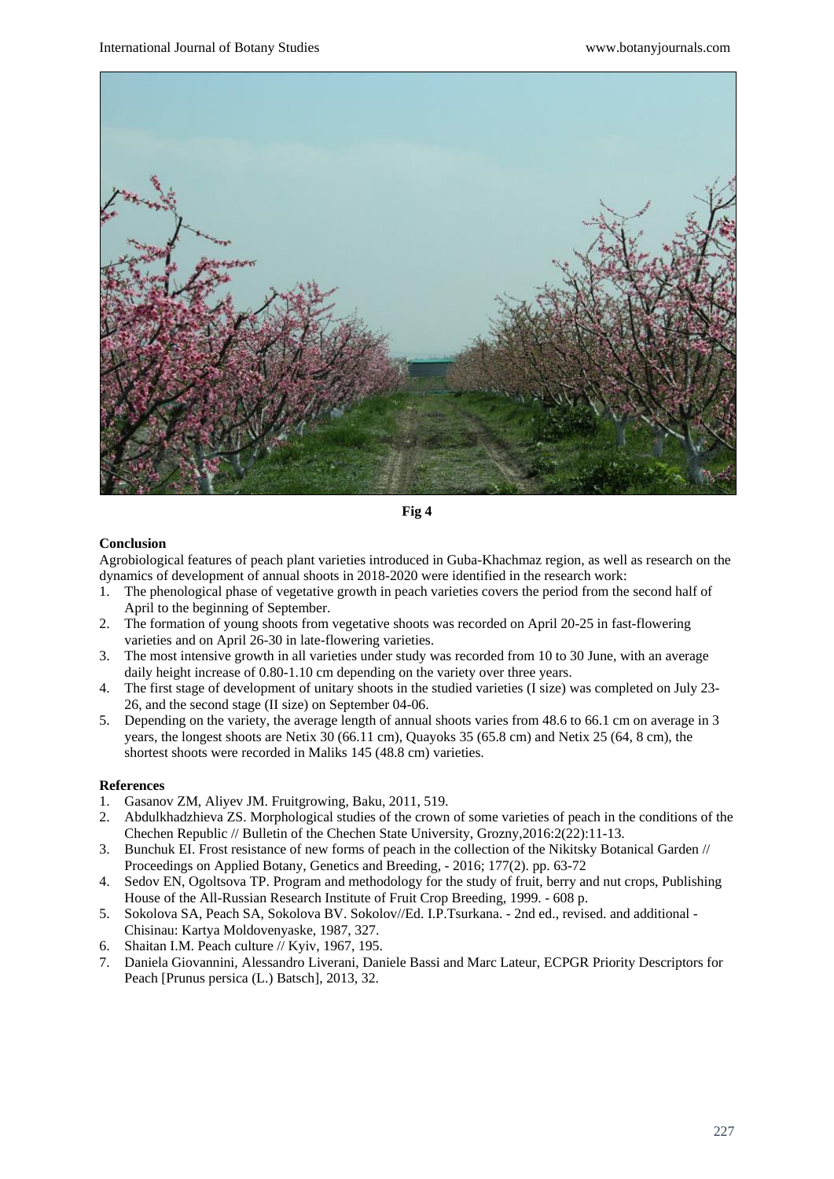Fig 4

## Conclusion

Agrobiological features of peach plant varieties introduced in Guba-Khachmaz region, as well as research on the dynamics of development of annual shoots in 2018-2020 were identified in the research work:

1. The phenological phase of vegetative growth in peach varieties covers the period from the second half of April to the beginning of September.
2. The formation of young shoots from vegetative shoots was recorded on April 20-25 in fast-flowering varieties and on April 26-30 in late-flowering varieties.
3. The most intensive growth in all varieties under study was recorded from 10 to 30 June, with an average daily height increase of 0.80-1.10 cm depending on the variety over three years.
4. The first stage of development of unitary shoots in the studied varieties (I size) was completed on July 23-26, and the second stage (II size) on September 04-06.
5. Depending on the variety, the average length of annual shoots varies from 48.6 to 66.1 cm on average in 3 years, the longest shoots are Netix 30 (66.11 cm), Quayoks 35 (65.8 cm) and Netix 25 (64, 8 cm), the shortest shoots were recorded in Maliks 145 (48.8 cm) varieties.

## References

1. Gasanov ZM, Aliyev JM. Fruitgrowing, Baku, 2011, 519.
2. Abdulkhadzhieva ZS. Morphological studies of the crown of some varieties of peach in the conditions of the Chechen Republic // Bulletin of the Chechen State University, Grozny,2016:2(22):11-13.
3. Bunchuk EI. Frost resistance of new forms of peach in the collection of the Nikitsky Botanical Garden // Proceedings on Applied Botany, Genetics and Breeding, - 2016; 177(2). pp. 63-72
4. Sedov EN, Ogoltsova TP. Program and methodology for the study of fruit, berry and nut crops, Publishing House of the All-Russian Research Institute of Fruit Crop Breeding, 1999. - 608 p.
5. Sokolova SA, Peach SA, Sokolova BV. Sokolov//Ed. I.P.Tsurkana. - 2nd ed., revised. and additional - Chisinau: Kartya Moldovenyaske, 1987, 327.
6. Shaitan I.M. Peach culture // Kyiv, 1967, 195.
7. Daniela Giovannini, Alessandro Liverani, Daniele Bassi and Marc Lateur, ECPGR Priority Descriptors for Peach [Prunus persica (L.) Batsch], 2013, 32.